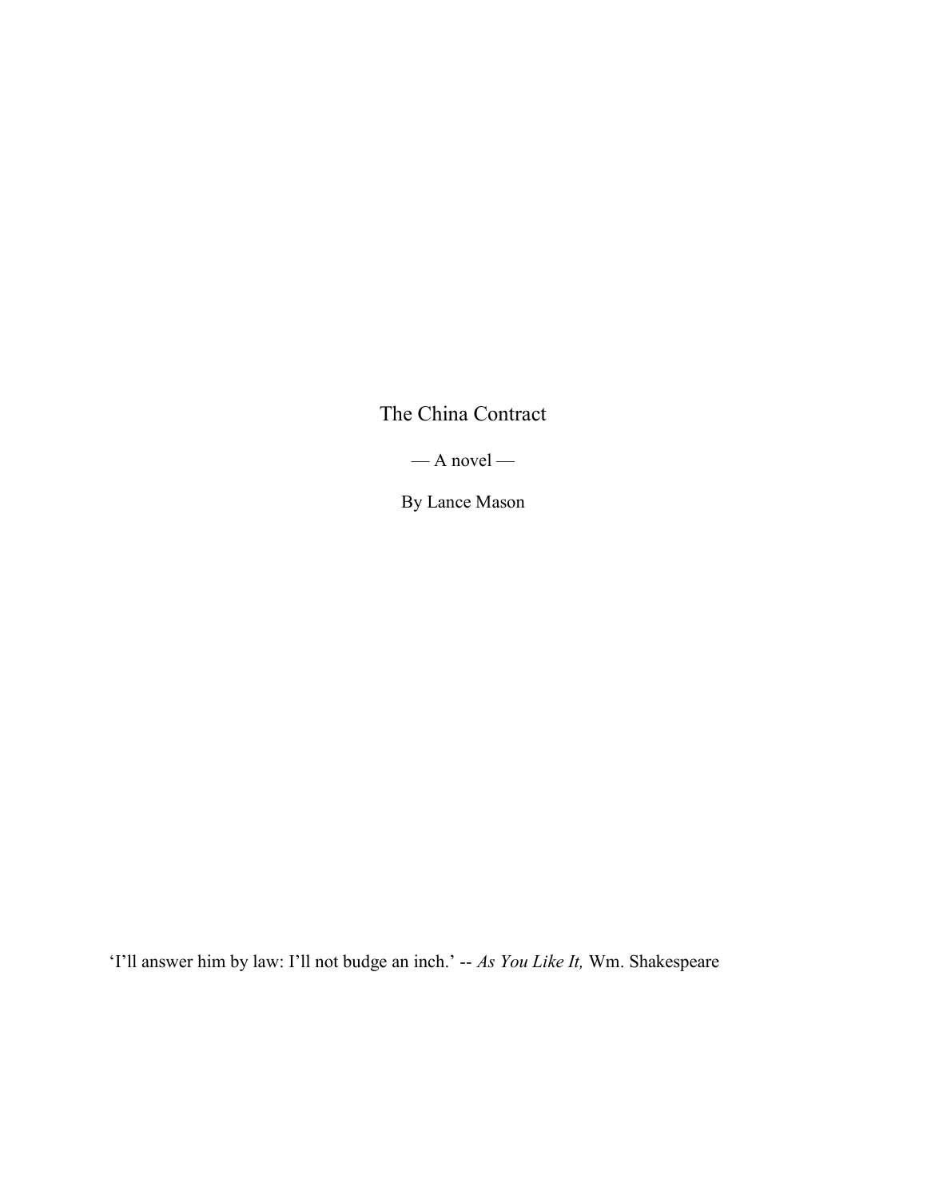# The China Contract

— A novel —

By Lance Mason

'I'll answer him by law: I'll not budge an inch.' -- *As You Like It,* Wm. Shakespeare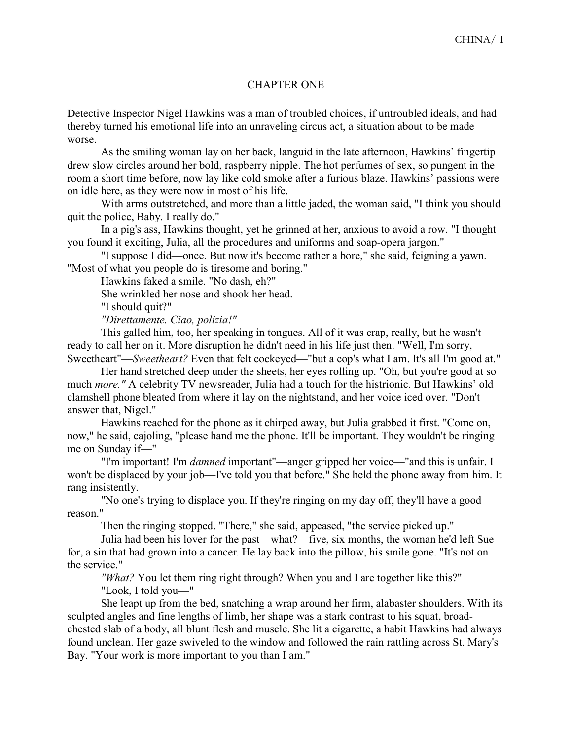# CHAPTER ONE

Detective Inspector Nigel Hawkins was a man of troubled choices, if untroubled ideals, and had thereby turned his emotional life into an unraveling circus act, a situation about to be made worse.

As the smiling woman lay on her back, languid in the late afternoon, Hawkins' fingertip drew slow circles around her bold, raspberry nipple. The hot perfumes of sex, so pungent in the room a short time before, now lay like cold smoke after a furious blaze. Hawkins' passions were on idle here, as they were now in most of his life.

With arms outstretched, and more than a little jaded, the woman said, "I think you should quit the police, Baby. I really do."

In a pig's ass, Hawkins thought, yet he grinned at her, anxious to avoid a row. "I thought you found it exciting, Julia, all the procedures and uniforms and soap-opera jargon."

"I suppose I did—once. But now it's become rather a bore," she said, feigning a yawn. "Most of what you people do is tiresome and boring."

Hawkins faked a smile. "No dash, eh?"

She wrinkled her nose and shook her head.

"I should quit?"

*"Direttamente. Ciao, polizia!"*

This galled him, too, her speaking in tongues. All of it was crap, really, but he wasn't ready to call her on it. More disruption he didn't need in his life just then. "Well, I'm sorry, Sweetheart"—*Sweetheart?* Even that felt cockeyed—"but a cop's what I am. It's all I'm good at."

Her hand stretched deep under the sheets, her eyes rolling up. "Oh, but you're good at so much *more."* A celebrity TV newsreader, Julia had a touch for the histrionic. But Hawkins' old clamshell phone bleated from where it lay on the nightstand, and her voice iced over. "Don't answer that, Nigel."

Hawkins reached for the phone as it chirped away, but Julia grabbed it first. "Come on, now," he said, cajoling, "please hand me the phone. It'll be important. They wouldn't be ringing me on Sunday if—"

"I'm important! I'm *damned* important"—anger gripped her voice—"and this is unfair. I won't be displaced by your job—I've told you that before." She held the phone away from him. It rang insistently.

"No one's trying to displace you. If they're ringing on my day off, they'll have a good reason."

Then the ringing stopped. "There," she said, appeased, "the service picked up."

Julia had been his lover for the past—what?—five, six months, the woman he'd left Sue for, a sin that had grown into a cancer. He lay back into the pillow, his smile gone. "It's not on the service."

*"What?* You let them ring right through? When you and I are together like this?"

"Look, I told you—"

She leapt up from the bed, snatching a wrap around her firm, alabaster shoulders. With its sculpted angles and fine lengths of limb, her shape was a stark contrast to his squat, broad-chested slab of a body, all blunt flesh and muscle. She lit a cigarette, a habit Hawkins had always found unclean. Her gaze swiveled to the window and followed the rain rattling across St. Mary's Bay. "Your work is more important to you than I am."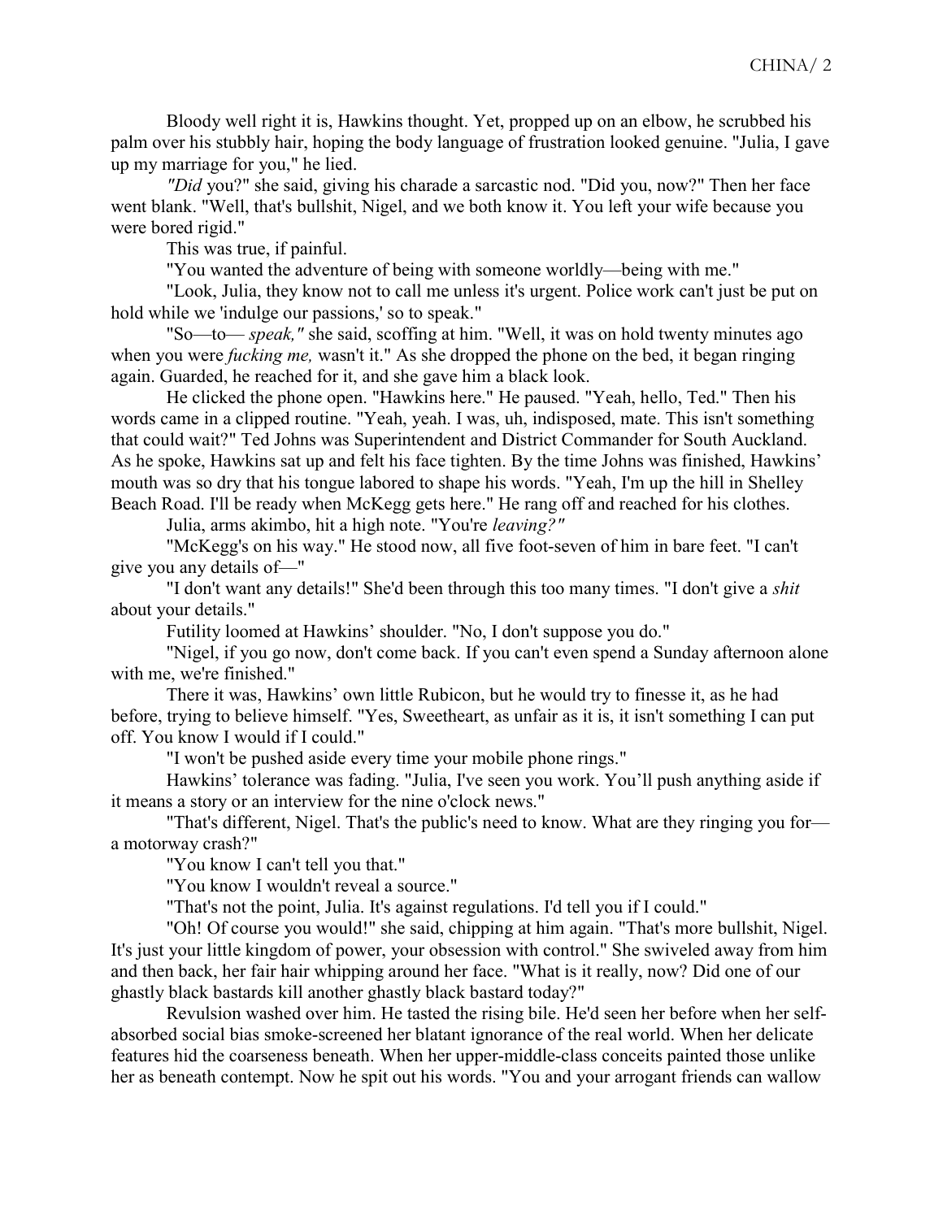Bloody well right it is, Hawkins thought. Yet, propped up on an elbow, he scrubbed his palm over his stubbly hair, hoping the body language of frustration looked genuine. "Julia, I gave up my marriage for you," he lied.

*"Did* you?" she said, giving his charade a sarcastic nod. "Did you, now?" Then her face went blank. "Well, that's bullshit, Nigel, and we both know it. You left your wife because you were bored rigid."

This was true, if painful.

"You wanted the adventure of being with someone worldly—being with me."

"Look, Julia, they know not to call me unless it's urgent. Police work can't just be put on hold while we 'indulge our passions,' so to speak."

"So—to— *speak,"* she said, scoffing at him. "Well, it was on hold twenty minutes ago when you were *fucking me,* wasn't it." As she dropped the phone on the bed, it began ringing again. Guarded, he reached for it, and she gave him a black look.

He clicked the phone open. "Hawkins here." He paused. "Yeah, hello, Ted." Then his words came in a clipped routine. "Yeah, yeah. I was, uh, indisposed, mate. This isn't something that could wait?" Ted Johns was Superintendent and District Commander for South Auckland. As he spoke, Hawkins sat up and felt his face tighten. By the time Johns was finished, Hawkins' mouth was so dry that his tongue labored to shape his words. "Yeah, I'm up the hill in Shelley Beach Road. I'll be ready when McKegg gets here." He rang off and reached for his clothes.

Julia, arms akimbo, hit a high note. "You're *leaving?"*

"McKegg's on his way." He stood now, all five foot-seven of him in bare feet. "I can't give you any details of—"

"I don't want any details!" She'd been through this too many times. "I don't give a *shit* about your details."

Futility loomed at Hawkins' shoulder. "No, I don't suppose you do."

"Nigel, if you go now, don't come back. If you can't even spend a Sunday afternoon alone with me, we're finished."

There it was, Hawkins' own little Rubicon, but he would try to finesse it, as he had before, trying to believe himself. "Yes, Sweetheart, as unfair as it is, it isn't something I can put off. You know I would if I could."

"I won't be pushed aside every time your mobile phone rings."

Hawkins' tolerance was fading. "Julia, I've seen you work. You'll push anything aside if it means a story or an interview for the nine o'clock news."

"That's different, Nigel. That's the public's need to know. What are they ringing you for—a motorway crash?"

"You know I can't tell you that."

"You know I wouldn't reveal a source."

"That's not the point, Julia. It's against regulations. I'd tell you if I could."

"Oh! Of course you would!" she said, chipping at him again. "That's more bullshit, Nigel. It's just your little kingdom of power, your obsession with control." She swiveled away from him and then back, her fair hair whipping around her face. "What is it really, now? Did one of our ghastly black bastards kill another ghastly black bastard today?"

Revulsion washed over him. He tasted the rising bile. He'd seen her before when her self-absorbed social bias smoke-screened her blatant ignorance of the real world. When her delicate features hid the coarseness beneath. When her upper-middle-class conceits painted those unlike her as beneath contempt. Now he spit out his words. "You and your arrogant friends can wallow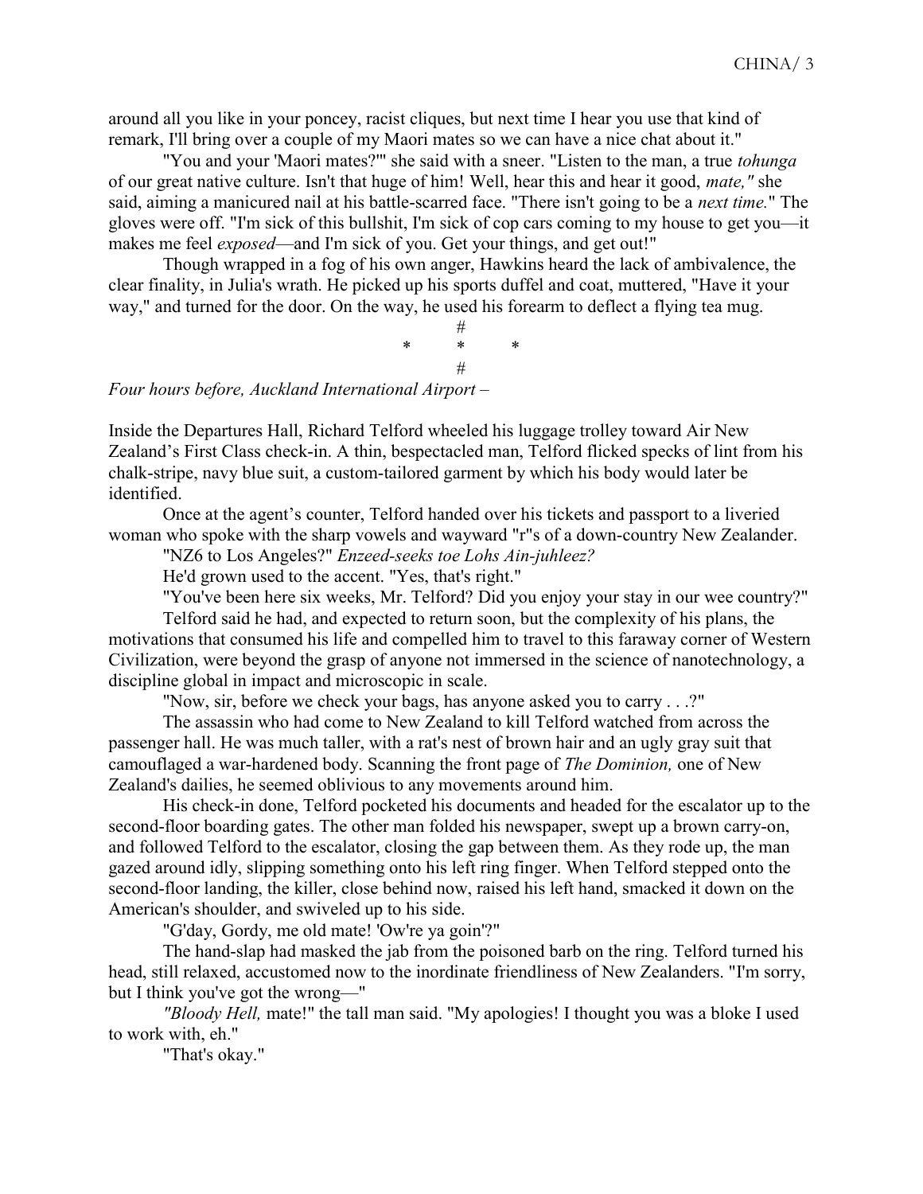around all you like in your poncey, racist cliques, but next time I hear you use that kind of remark, I'll bring over a couple of my Maori mates so we can have a nice chat about it."

"You and your 'Maori mates?'" she said with a sneer. "Listen to the man, a true *tohunga* of our great native culture. Isn't that huge of him! Well, hear this and hear it good, *mate,"* she said, aiming a manicured nail at his battle-scarred face. "There isn't going to be a *next time.*" The gloves were off. "I'm sick of this bullshit, I'm sick of cop cars coming to my house to get you—it makes me feel *exposed*—and I'm sick of you. Get your things, and get out!"

Though wrapped in a fog of his own anger, Hawkins heard the lack of ambivalence, the clear finality, in Julia's wrath. He picked up his sports duffel and coat, muttered, "Have it your way," and turned for the door. On the way, he used his forearm to deflect a flying tea mug.

#

\* \* \*

#

*Four hours before, Auckland International Airport –*

Inside the Departures Hall, Richard Telford wheeled his luggage trolley toward Air New Zealand's First Class check-in. A thin, bespectacled man, Telford flicked specks of lint from his chalk-stripe, navy blue suit, a custom-tailored garment by which his body would later be identified.

Once at the agent's counter, Telford handed over his tickets and passport to a liveried woman who spoke with the sharp vowels and wayward "r"s of a down-country New Zealander.

"NZ6 to Los Angeles?" *Enzeed-seeks toe Lohs Ain-juhleez?*

He'd grown used to the accent. "Yes, that's right."

"You've been here six weeks, Mr. Telford? Did you enjoy your stay in our wee country?"

Telford said he had, and expected to return soon, but the complexity of his plans, the motivations that consumed his life and compelled him to travel to this faraway corner of Western Civilization, were beyond the grasp of anyone not immersed in the science of nanotechnology, a discipline global in impact and microscopic in scale.

"Now, sir, before we check your bags, has anyone asked you to carry . . .?"

The assassin who had come to New Zealand to kill Telford watched from across the passenger hall. He was much taller, with a rat's nest of brown hair and an ugly gray suit that camouflaged a war-hardened body. Scanning the front page of *The Dominion,* one of New Zealand's dailies, he seemed oblivious to any movements around him.

His check-in done, Telford pocketed his documents and headed for the escalator up to the second-floor boarding gates. The other man folded his newspaper, swept up a brown carry-on, and followed Telford to the escalator, closing the gap between them. As they rode up, the man gazed around idly, slipping something onto his left ring finger. When Telford stepped onto the second-floor landing, the killer, close behind now, raised his left hand, smacked it down on the American's shoulder, and swiveled up to his side.

"G'day, Gordy, me old mate! 'Ow're ya goin'?"

The hand-slap had masked the jab from the poisoned barb on the ring. Telford turned his head, still relaxed, accustomed now to the inordinate friendliness of New Zealanders. "I'm sorry, but I think you've got the wrong—"

*"Bloody Hell,* mate!" the tall man said. "My apologies! I thought you was a bloke I used to work with, eh."

"That's okay."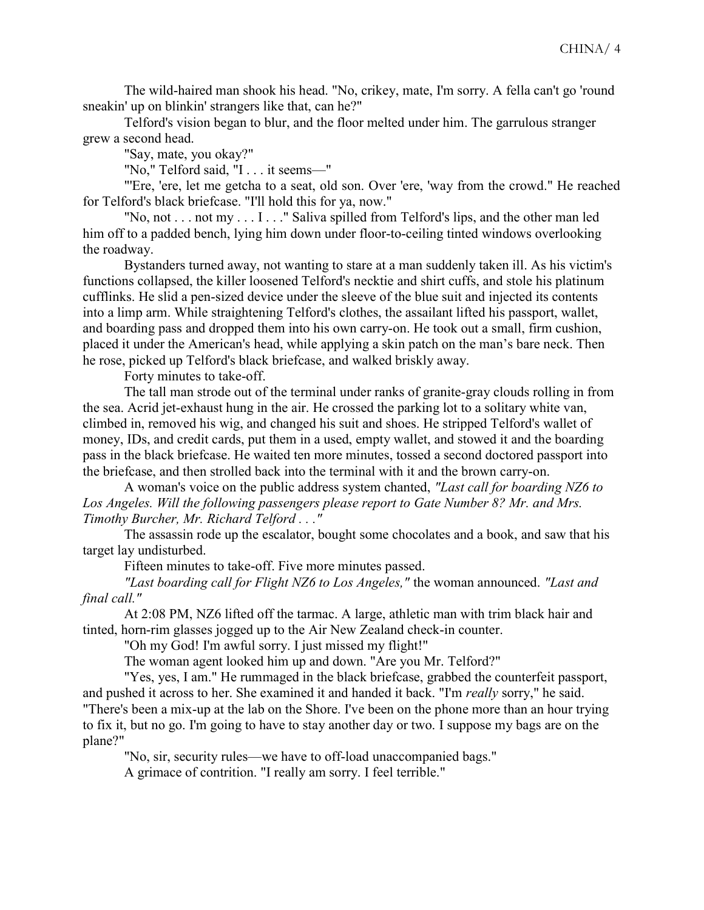The wild-haired man shook his head. "No, crikey, mate, I'm sorry. A fella can't go 'round sneakin' up on blinkin' strangers like that, can he?"

Telford's vision began to blur, and the floor melted under him. The garrulous stranger grew a second head.

"Say, mate, you okay?"

"No," Telford said, "I . . . it seems—"

"'Ere, 'ere, let me getcha to a seat, old son. Over 'ere, 'way from the crowd." He reached for Telford's black briefcase. "I'll hold this for ya, now."

"No, not . . . not my . . . I . . ." Saliva spilled from Telford's lips, and the other man led him off to a padded bench, lying him down under floor-to-ceiling tinted windows overlooking the roadway.

Bystanders turned away, not wanting to stare at a man suddenly taken ill. As his victim's functions collapsed, the killer loosened Telford's necktie and shirt cuffs, and stole his platinum cufflinks. He slid a pen-sized device under the sleeve of the blue suit and injected its contents into a limp arm. While straightening Telford's clothes, the assailant lifted his passport, wallet, and boarding pass and dropped them into his own carry-on. He took out a small, firm cushion, placed it under the American's head, while applying a skin patch on the man's bare neck. Then he rose, picked up Telford's black briefcase, and walked briskly away.

Forty minutes to take-off.

The tall man strode out of the terminal under ranks of granite-gray clouds rolling in from the sea. Acrid jet-exhaust hung in the air. He crossed the parking lot to a solitary white van, climbed in, removed his wig, and changed his suit and shoes. He stripped Telford's wallet of money, IDs, and credit cards, put them in a used, empty wallet, and stowed it and the boarding pass in the black briefcase. He waited ten more minutes, tossed a second doctored passport into the briefcase, and then strolled back into the terminal with it and the brown carry-on.

A woman's voice on the public address system chanted, *"Last call for boarding NZ6 to Los Angeles. Will the following passengers please report to Gate Number 8? Mr. and Mrs. Timothy Burcher, Mr. Richard Telford . . ."*

The assassin rode up the escalator, bought some chocolates and a book, and saw that his target lay undisturbed.

Fifteen minutes to take-off. Five more minutes passed.

*"Last boarding call for Flight NZ6 to Los Angeles,"* the woman announced. *"Last and final call."*

At 2:08 PM, NZ6 lifted off the tarmac. A large, athletic man with trim black hair and tinted, horn-rim glasses jogged up to the Air New Zealand check-in counter.

"Oh my God! I'm awful sorry. I just missed my flight!"

The woman agent looked him up and down. "Are you Mr. Telford?"

"Yes, yes, I am." He rummaged in the black briefcase, grabbed the counterfeit passport, and pushed it across to her. She examined it and handed it back. "I'm *really* sorry," he said. "There's been a mix-up at the lab on the Shore. I've been on the phone more than an hour trying to fix it, but no go. I'm going to have to stay another day or two. I suppose my bags are on the plane?"

"No, sir, security rules—we have to off-load unaccompanied bags."

A grimace of contrition. "I really am sorry. I feel terrible."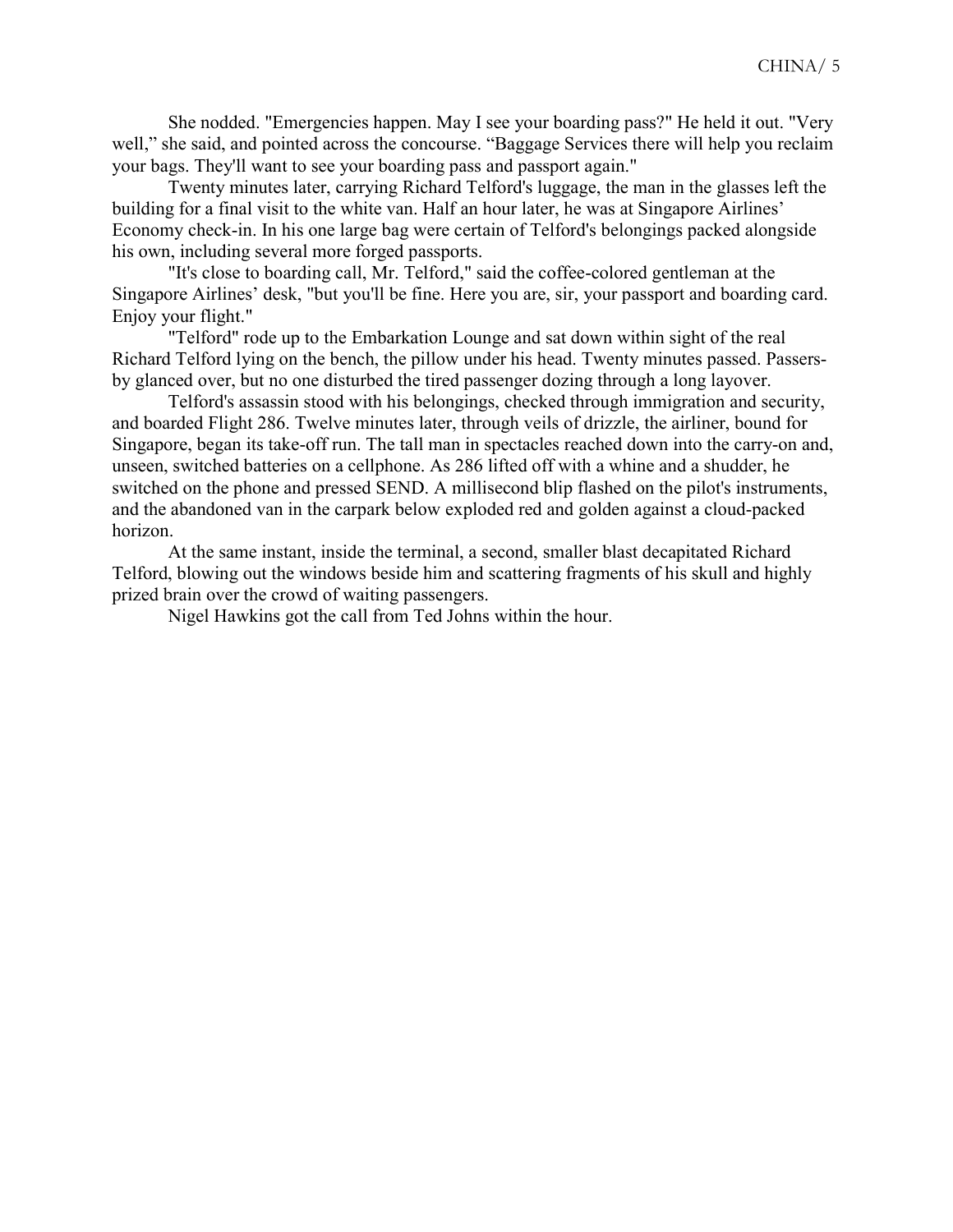She nodded. "Emergencies happen. May I see your boarding pass?" He held it out. "Very well," she said, and pointed across the concourse. "Baggage Services there will help you reclaim your bags. They'll want to see your boarding pass and passport again."

Twenty minutes later, carrying Richard Telford's luggage, the man in the glasses left the building for a final visit to the white van. Half an hour later, he was at Singapore Airlines' Economy check-in. In his one large bag were certain of Telford's belongings packed alongside his own, including several more forged passports.

"It's close to boarding call, Mr. Telford," said the coffee-colored gentleman at the Singapore Airlines' desk, "but you'll be fine. Here you are, sir, your passport and boarding card. Enjoy your flight."

"Telford" rode up to the Embarkation Lounge and sat down within sight of the real Richard Telford lying on the bench, the pillow under his head. Twenty minutes passed. Passers-by glanced over, but no one disturbed the tired passenger dozing through a long layover.

Telford's assassin stood with his belongings, checked through immigration and security, and boarded Flight 286. Twelve minutes later, through veils of drizzle, the airliner, bound for Singapore, began its take-off run. The tall man in spectacles reached down into the carry-on and, unseen, switched batteries on a cellphone. As 286 lifted off with a whine and a shudder, he switched on the phone and pressed SEND. A millisecond blip flashed on the pilot's instruments, and the abandoned van in the carpark below exploded red and golden against a cloud-packed horizon.

At the same instant, inside the terminal, a second, smaller blast decapitated Richard Telford, blowing out the windows beside him and scattering fragments of his skull and highly prized brain over the crowd of waiting passengers.

Nigel Hawkins got the call from Ted Johns within the hour.